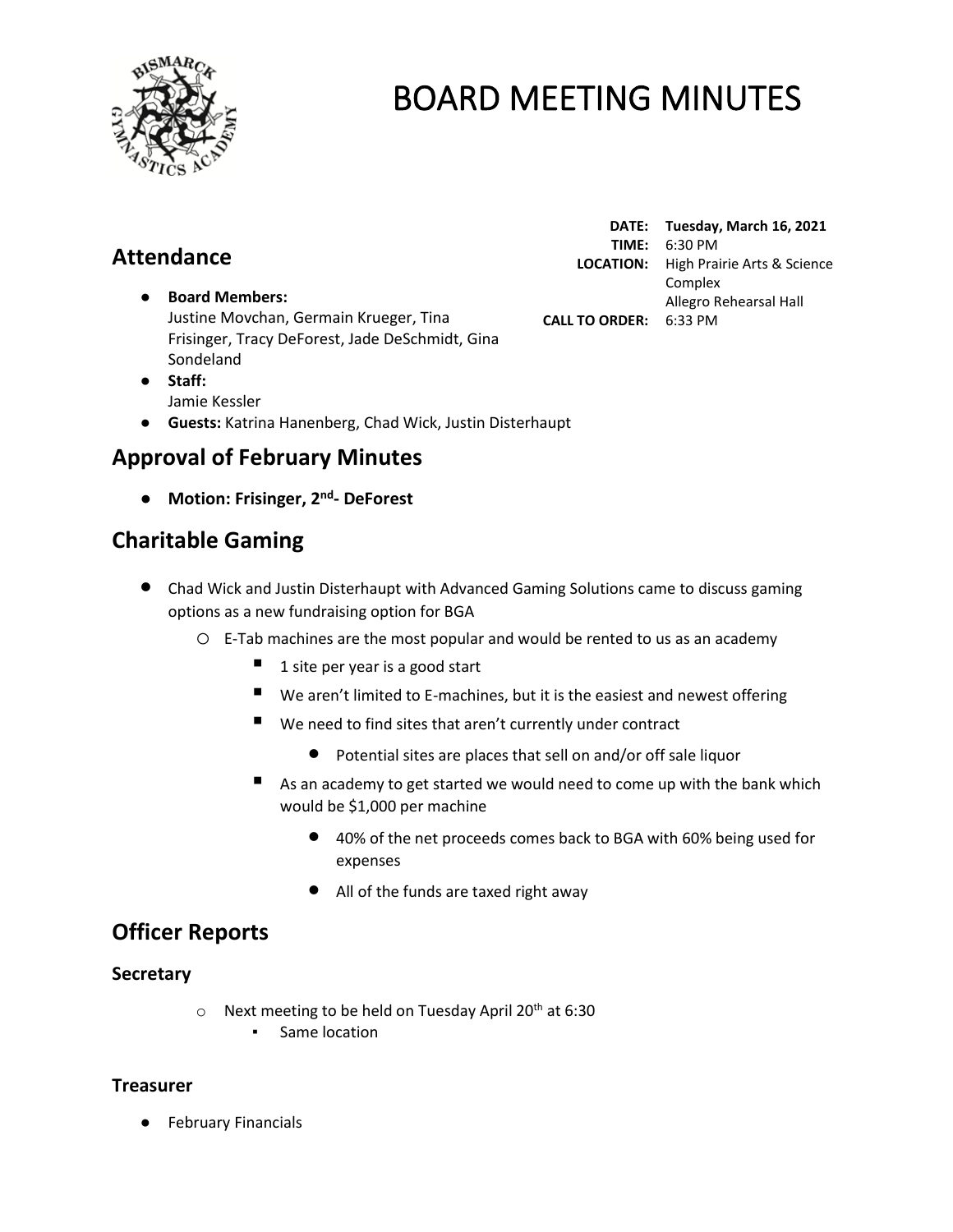# BOARD MEETING MINUTES

**DATE:** **Tuesday, March 16, 2021**
**TIME:** 6:30 PM
**LOCATION:** High Prairie Arts & Science Complex Allegro Rehearsal Hall
**CALL TO ORDER:** 6:33 PM

## Attendance

- **Board Members:** Justine Movchan, Germain Krueger, Tina Frisinger, Tracy DeForest, Jade DeSchmidt, Gina Sondeland
- **Staff:** Jamie Kessler
- **Guests:** Katrina Hanenberg, Chad Wick, Justin Disterhaupt

## Approval of February Minutes

- **Motion: Frisinger, 2nd- DeForest**

## Charitable Gaming

- Chad Wick and Justin Disterhaupt with Advanced Gaming Solutions came to discuss gaming options as a new fundraising option for BGA
  - E-Tab machines are the most popular and would be rented to us as an academy
    - 1 site per year is a good start
    - We aren't limited to E-machines, but it is the easiest and newest offering
    - We need to find sites that aren't currently under contract
      - Potential sites are places that sell on and/or off sale liquor
    - As an academy to get started we would need to come up with the bank which would be $1,000 per machine
      - 40% of the net proceeds comes back to BGA with 60% being used for expenses
      - All of the funds are taxed right away

## Officer Reports

### Secretary

- Next meeting to be held on Tuesday April 20th at 6:30
  - Same location

### Treasurer

- February Financials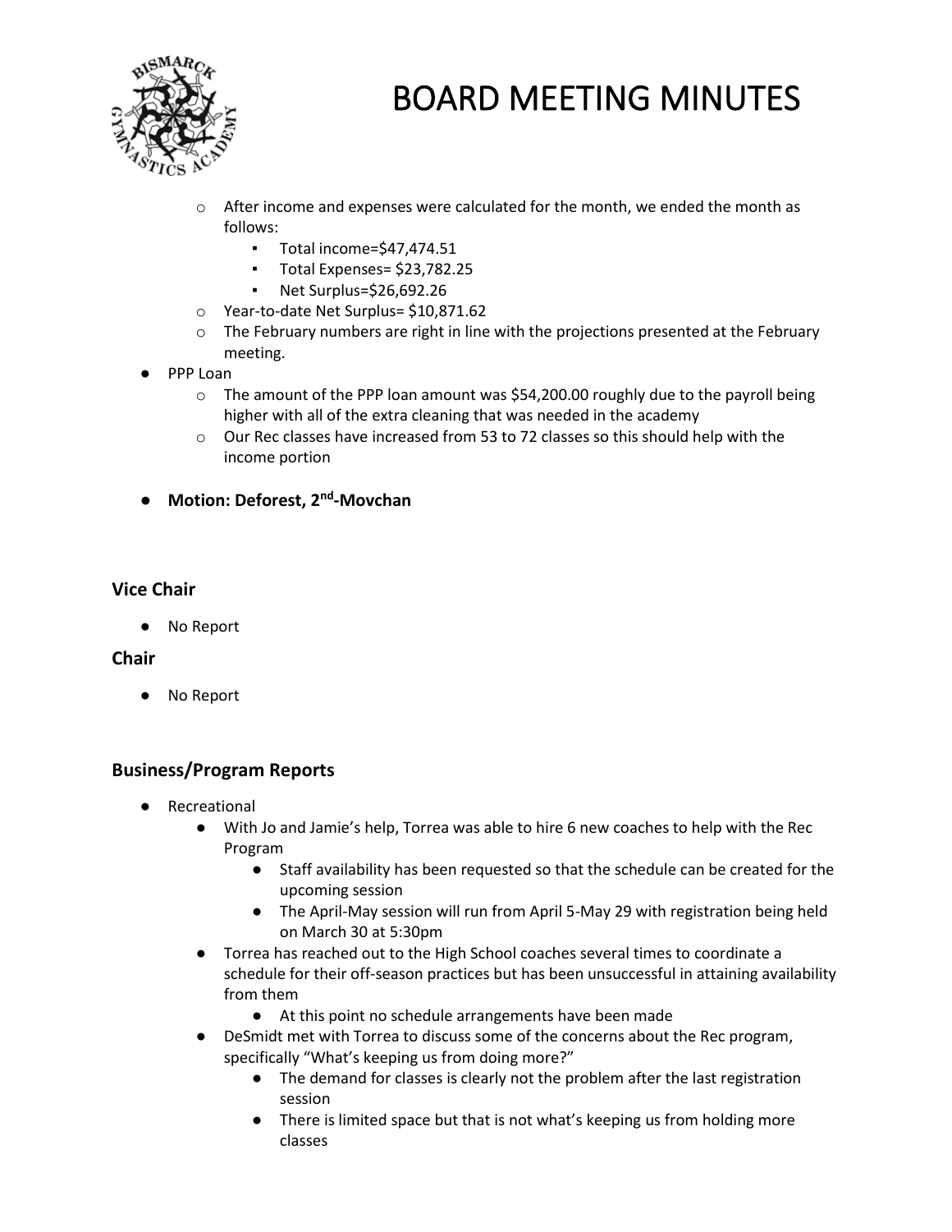- After income and expenses were calculated for the month, we ended the month as follows:
    - Total income=$47,474.51
    - Total Expenses= $23,782.25
    - Net Surplus=$26,692.26
  - Year-to-date Net Surplus= $10,871.62
  - The February numbers are right in line with the projections presented at the February meeting.
- PPP Loan
  - The amount of the PPP loan amount was $54,200.00 roughly due to the payroll being higher with all of the extra cleaning that was needed in the academy
  - Our Rec classes have increased from 53 to 72 classes so this should help with the income portion
- **Motion: Deforest, 2nd-Movchan**

### Vice Chair

- No Report

### Chair

- No Report

### Business/Program Reports

- Recreational
  - With Jo and Jamie's help, Torrea was able to hire 6 new coaches to help with the Rec Program
    - Staff availability has been requested so that the schedule can be created for the upcoming session
    - The April-May session will run from April 5-May 29 with registration being held on March 30 at 5:30pm
  - Torrea has reached out to the High School coaches several times to coordinate a schedule for their off-season practices but has been unsuccessful in attaining availability from them
    - At this point no schedule arrangements have been made
  - DeSmidt met with Torrea to discuss some of the concerns about the Rec program, specifically "What's keeping us from doing more?"
    - The demand for classes is clearly not the problem after the last registration session
    - There is limited space but that is not what's keeping us from holding more classes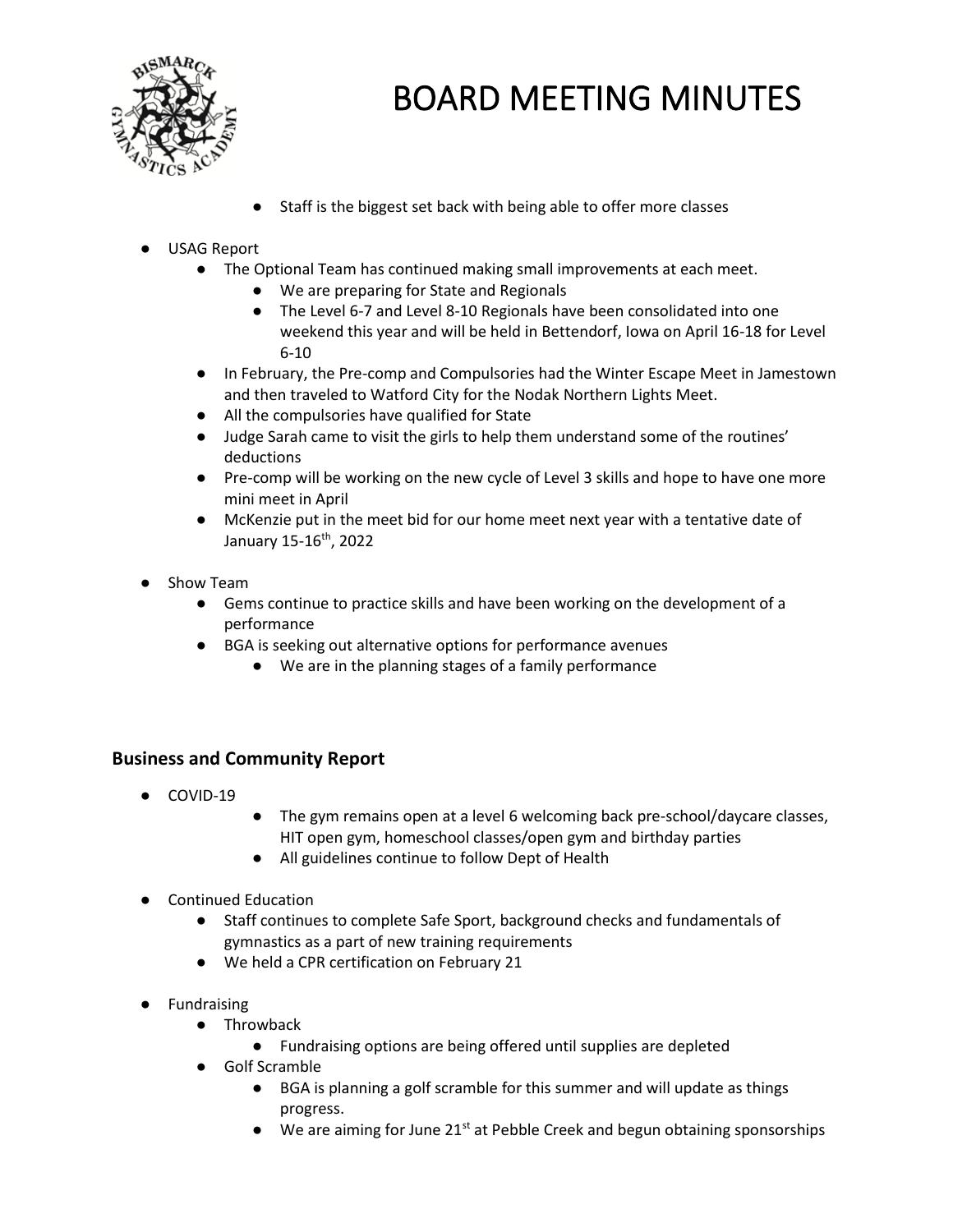# BOARD MEETING MINUTES

- Staff is the biggest set back with being able to offer more classes

- USAG Report
  - The Optional Team has continued making small improvements at each meet.
    - We are preparing for State and Regionals
    - The Level 6-7 and Level 8-10 Regionals have been consolidated into one weekend this year and will be held in Bettendorf, Iowa on April 16-18 for Level 6-10
  - In February, the Pre-comp and Compulsories had the Winter Escape Meet in Jamestown and then traveled to Watford City for the Nodak Northern Lights Meet.
  - All the compulsories have qualified for State
  - Judge Sarah came to visit the girls to help them understand some of the routines' deductions
  - Pre-comp will be working on the new cycle of Level 3 skills and hope to have one more mini meet in April
  - McKenzie put in the meet bid for our home meet next year with a tentative date of January 15-16th, 2022

- Show Team
  - Gems continue to practice skills and have been working on the development of a performance
  - BGA is seeking out alternative options for performance avenues
    - We are in the planning stages of a family performance

## Business and Community Report

- COVID-19
  - The gym remains open at a level 6 welcoming back pre-school/daycare classes, HIT open gym, homeschool classes/open gym and birthday parties
  - All guidelines continue to follow Dept of Health

- Continued Education
  - Staff continues to complete Safe Sport, background checks and fundamentals of gymnastics as a part of new training requirements
  - We held a CPR certification on February 21

- Fundraising
  - Throwback
    - Fundraising options are being offered until supplies are depleted
  - Golf Scramble
    - BGA is planning a golf scramble for this summer and will update as things progress.
    - We are aiming for June 21st at Pebble Creek and begun obtaining sponsorships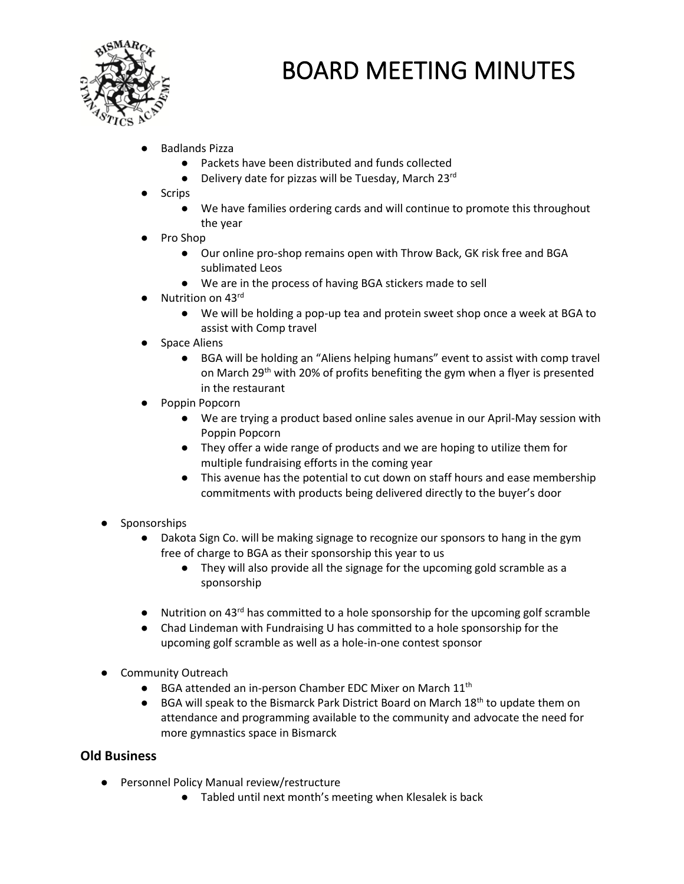- Badlands Pizza
    - Packets have been distributed and funds collected
    - Delivery date for pizzas will be Tuesday, March 23rd
- Scrips
    - We have families ordering cards and will continue to promote this throughout the year
- Pro Shop
    - Our online pro-shop remains open with Throw Back, GK risk free and BGA sublimated Leos
    - We are in the process of having BGA stickers made to sell
- Nutrition on 43rd
    - We will be holding a pop-up tea and protein sweet shop once a week at BGA to assist with Comp travel
- Space Aliens
    - BGA will be holding an "Aliens helping humans" event to assist with comp travel on March 29th with 20% of profits benefiting the gym when a flyer is presented in the restaurant
- Poppin Popcorn
    - We are trying a product based online sales avenue in our April-May session with Poppin Popcorn
    - They offer a wide range of products and we are hoping to utilize them for multiple fundraising efforts in the coming year
    - This avenue has the potential to cut down on staff hours and ease membership commitments with products being delivered directly to the buyer's door

- Sponsorships
    - Dakota Sign Co. will be making signage to recognize our sponsors to hang in the gym free of charge to BGA as their sponsorship this year to us
        - They will also provide all the signage for the upcoming gold scramble as a sponsorship
    - Nutrition on 43rd has committed to a hole sponsorship for the upcoming golf scramble
    - Chad Lindeman with Fundraising U has committed to a hole sponsorship for the upcoming golf scramble as well as a hole-in-one contest sponsor

- Community Outreach
    - BGA attended an in-person Chamber EDC Mixer on March 11th
    - BGA will speak to the Bismarck Park District Board on March 18th to update them on attendance and programming available to the community and advocate the need for more gymnastics space in Bismarck

### Old Business

- Personnel Policy Manual review/restructure
    - Tabled until next month's meeting when Klesalek is back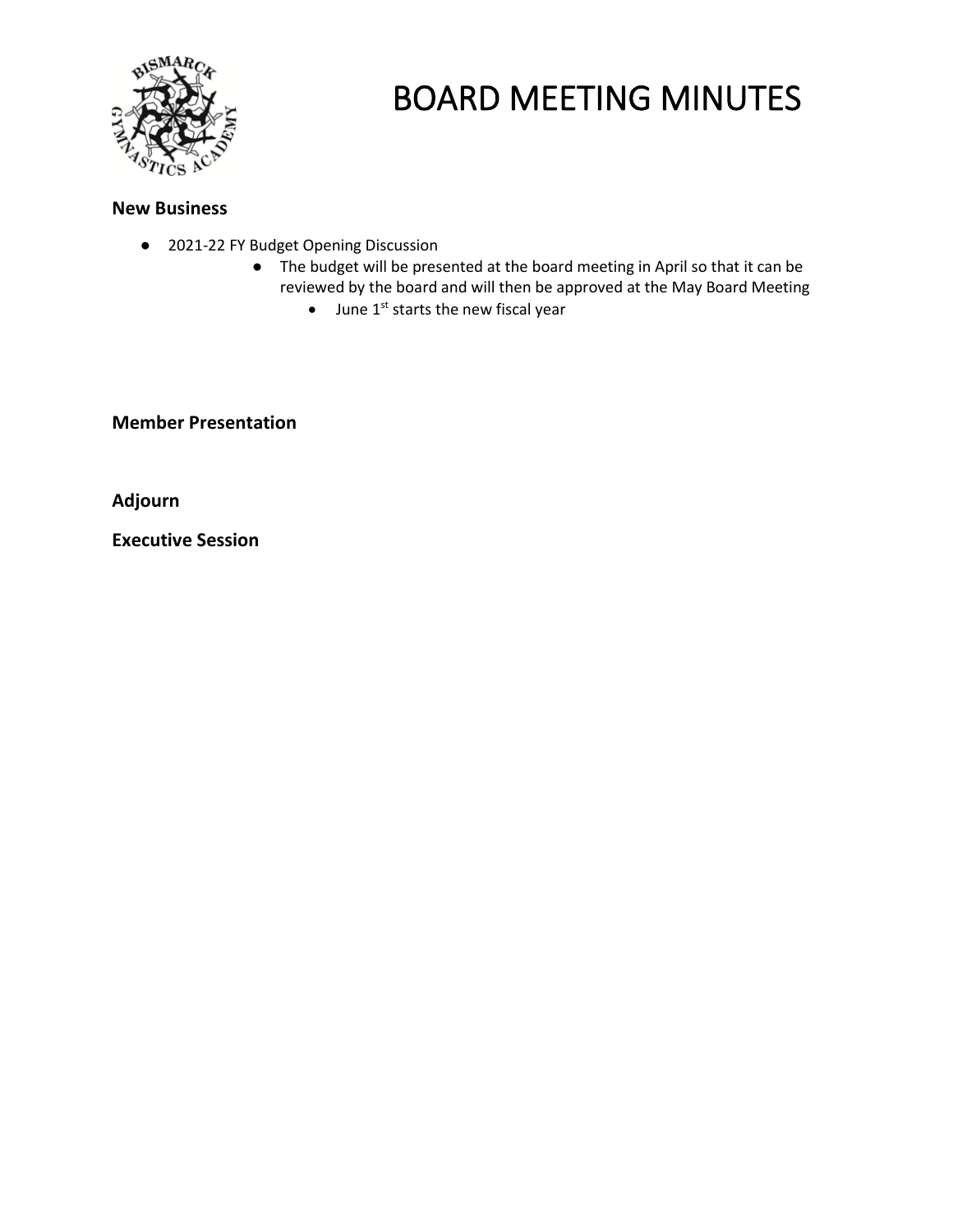# BOARD MEETING MINUTES

**New Business**

- 2021-22 FY Budget Opening Discussion
  - The budget will be presented at the board meeting in April so that it can be reviewed by the board and will then be approved at the May Board Meeting
    - June 1st starts the new fiscal year

**Member Presentation**

**Adjourn**

**Executive Session**